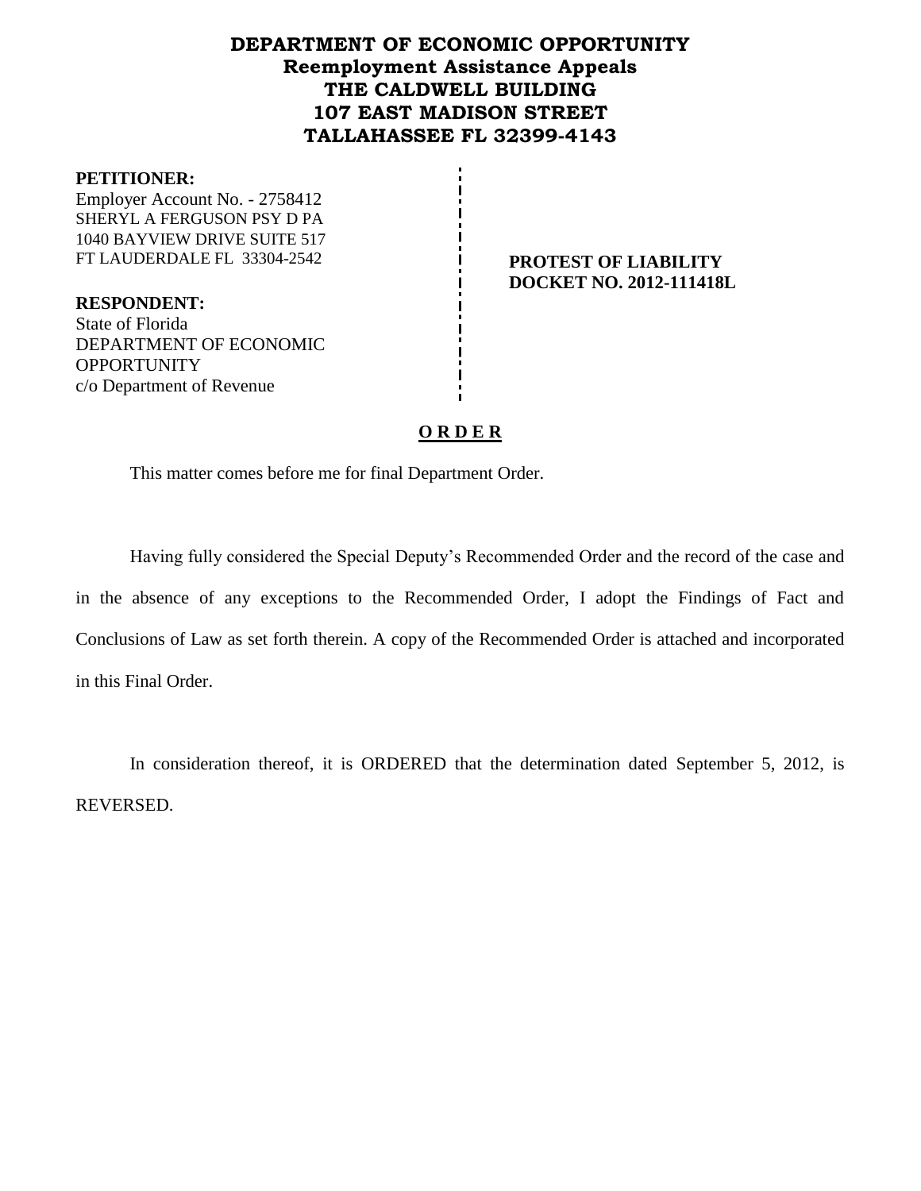# DEPARTMENT OF ECONOMIC OPPORTUNITY
## Reemployment Assistance Appeals
## THE CALDWELL BUILDING
## 107 EAST MADISON STREET
## TALLAHASSEE FL 32399-4143

**PETITIONER:**
Employer Account No. - 2758412
SHERYL A FERGUSON PSY D PA
1040 BAYVIEW DRIVE SUITE 517
FT LAUDERDALE FL 33304-2542

**RESPONDENT:**
State of Florida
DEPARTMENT OF ECONOMIC OPPORTUNITY
c/o Department of Revenue

**PROTEST OF LIABILITY**
**DOCKET NO. 2012-111418L**

**O R D E R**

This matter comes before me for final Department Order.

Having fully considered the Special Deputy's Recommended Order and the record of the case and in the absence of any exceptions to the Recommended Order, I adopt the Findings of Fact and Conclusions of Law as set forth therein. A copy of the Recommended Order is attached and incorporated in this Final Order.

In consideration thereof, it is ORDERED that the determination dated September 5, 2012, is REVERSED.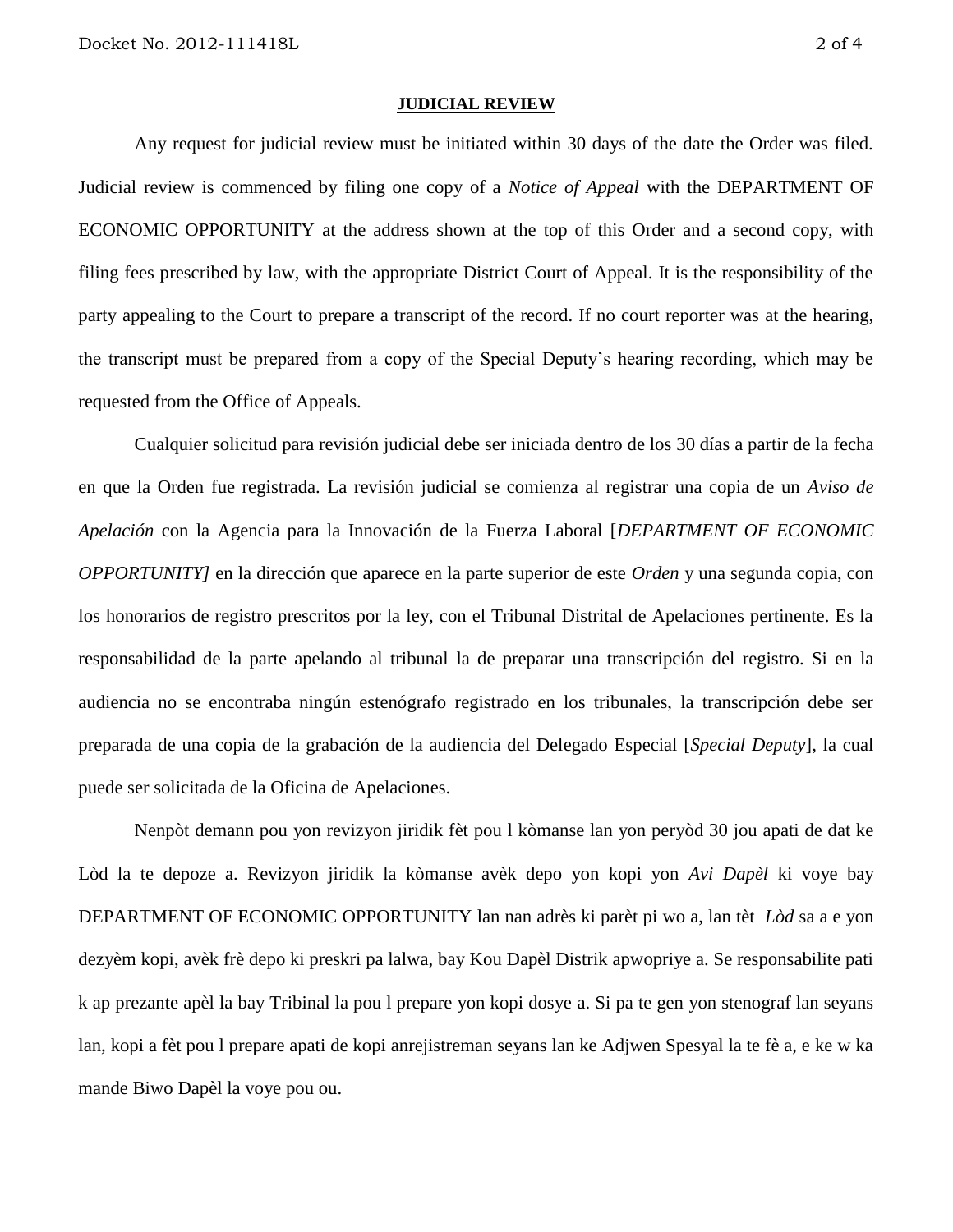**JUDICIAL REVIEW**

Any request for judicial review must be initiated within 30 days of the date the Order was filed. Judicial review is commenced by filing one copy of a *Notice of Appeal* with the DEPARTMENT OF ECONOMIC OPPORTUNITY at the address shown at the top of this Order and a second copy, with filing fees prescribed by law, with the appropriate District Court of Appeal. It is the responsibility of the party appealing to the Court to prepare a transcript of the record. If no court reporter was at the hearing, the transcript must be prepared from a copy of the Special Deputy's hearing recording, which may be requested from the Office of Appeals.

Cualquier solicitud para revisión judicial debe ser iniciada dentro de los 30 días a partir de la fecha en que la Orden fue registrada. La revisión judicial se comienza al registrar una copia de un *Aviso de Apelación* con la Agencia para la Innovación de la Fuerza Laboral [*DEPARTMENT OF ECONOMIC OPPORTUNITY]* en la dirección que aparece en la parte superior de este *Orden* y una segunda copia, con los honorarios de registro prescritos por la ley, con el Tribunal Distrital de Apelaciones pertinente. Es la responsabilidad de la parte apelando al tribunal la de preparar una transcripción del registro. Si en la audiencia no se encontraba ningún estenógrafo registrado en los tribunales, la transcripción debe ser preparada de una copia de la grabación de la audiencia del Delegado Especial [*Special Deputy*], la cual puede ser solicitada de la Oficina de Apelaciones.

Nenpòt demann pou yon revizyon jiridik fèt pou l kòmanse lan yon peryòd 30 jou apati de dat ke Lòd la te depoze a. Revizyon jiridik la kòmanse avèk depo yon kopi yon *Avi Dapèl* ki voye bay DEPARTMENT OF ECONOMIC OPPORTUNITY lan nan adrès ki parèt pi wo a, lan tèt *Lòd* sa a e yon dezyèm kopi, avèk frè depo ki preskri pa lalwa, bay Kou Dapèl Distrik apwopriye a. Se responsabilite pati k ap prezante apèl la bay Tribinal la pou l prepare yon kopi dosye a. Si pa te gen yon stenograf lan seyans lan, kopi a fèt pou l prepare apati de kopi anrejistreman seyans lan ke Adjwen Spesyal la te fè a, e ke w ka mande Biwo Dapèl la voye pou ou.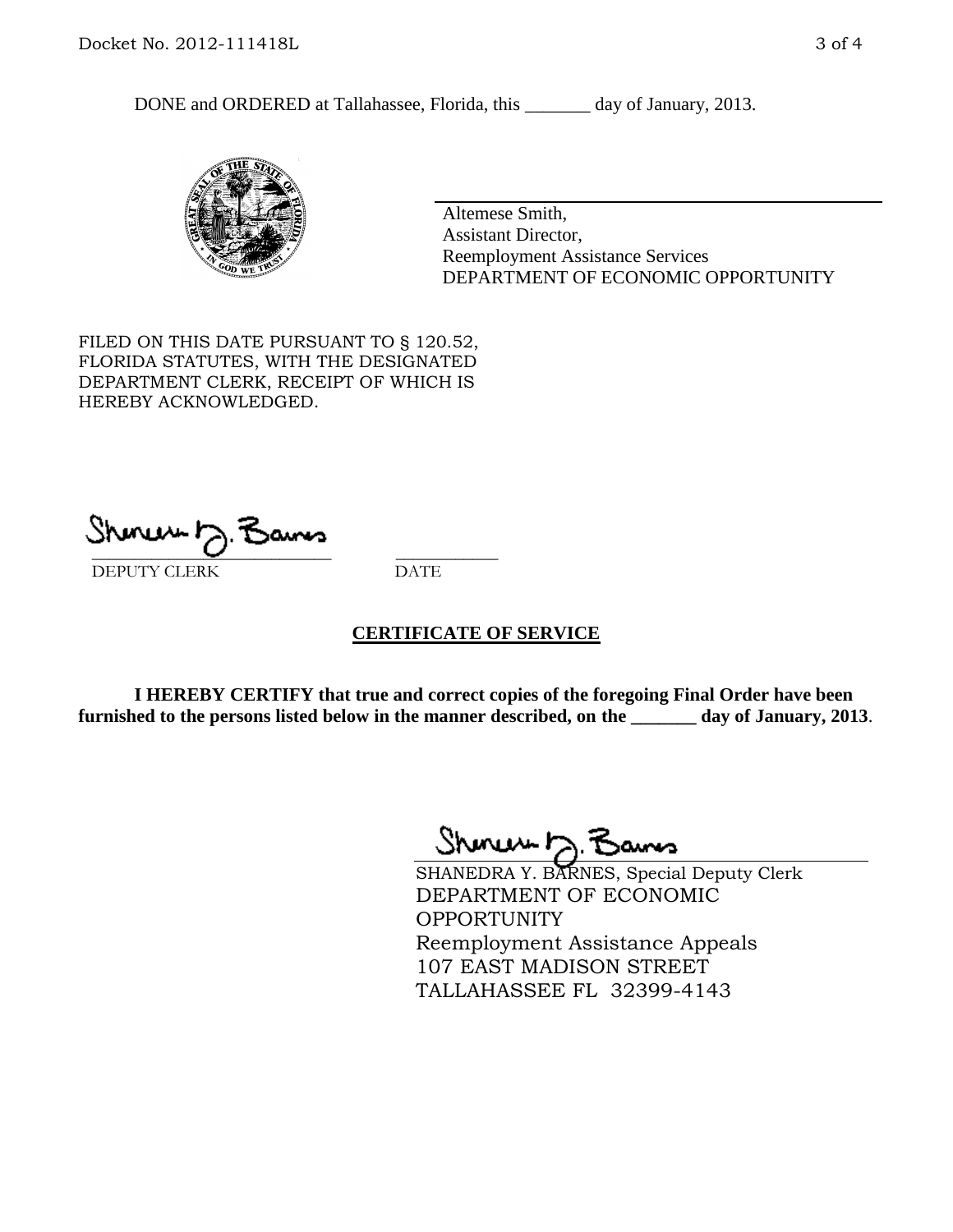DONE and ORDERED at Tallahassee, Florida, this _______ day of January, 2013.

Altemese Smith,
Assistant Director,
Reemployment Assistance Services
DEPARTMENT OF ECONOMIC OPPORTUNITY

FILED ON THIS DATE PURSUANT TO § 120.52, FLORIDA STATUTES, WITH THE DESIGNATED DEPARTMENT CLERK, RECEIPT OF WHICH IS HEREBY ACKNOWLEDGED.

___________________________ ___________
DEPUTY CLERK DATE

## CERTIFICATE OF SERVICE

**I HEREBY CERTIFY that true and correct copies of the foregoing Final Order have been furnished to the persons listed below in the manner described, on the _______ day of January, 2013**.

SHANEDRA Y. BARNES, Special Deputy Clerk
DEPARTMENT OF ECONOMIC OPPORTUNITY
Reemployment Assistance Appeals
107 EAST MADISON STREET
TALLAHASSEE FL 32399-4143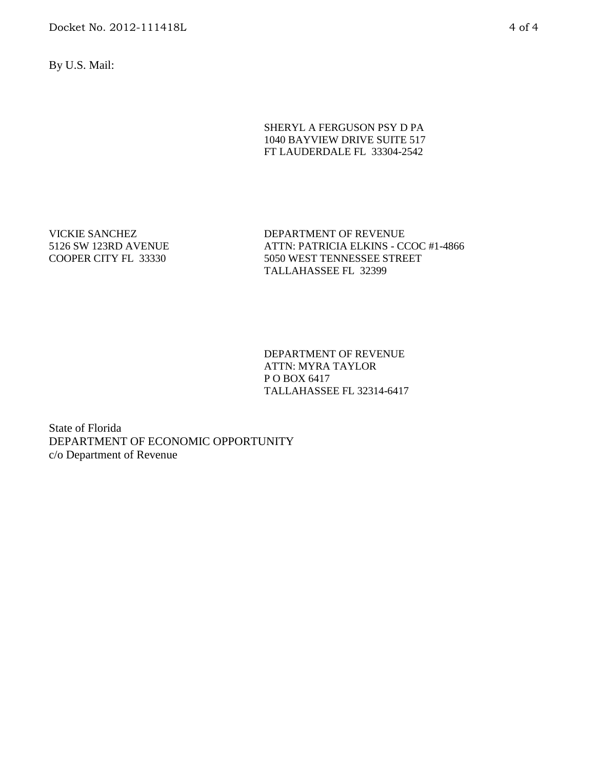By U.S. Mail:

SHERYL A FERGUSON PSY D PA
1040 BAYVIEW DRIVE SUITE 517
FT LAUDERDALE FL 33304-2542

VICKIE SANCHEZ
5126 SW 123RD AVENUE
COOPER CITY FL 33330

DEPARTMENT OF REVENUE
ATTN: PATRICIA ELKINS - CCOC #1-4866
5050 WEST TENNESSEE STREET
TALLAHASSEE FL 32399

DEPARTMENT OF REVENUE
ATTN: MYRA TAYLOR
P O BOX 6417
TALLAHASSEE FL 32314-6417

State of Florida
DEPARTMENT OF ECONOMIC OPPORTUNITY
c/o Department of Revenue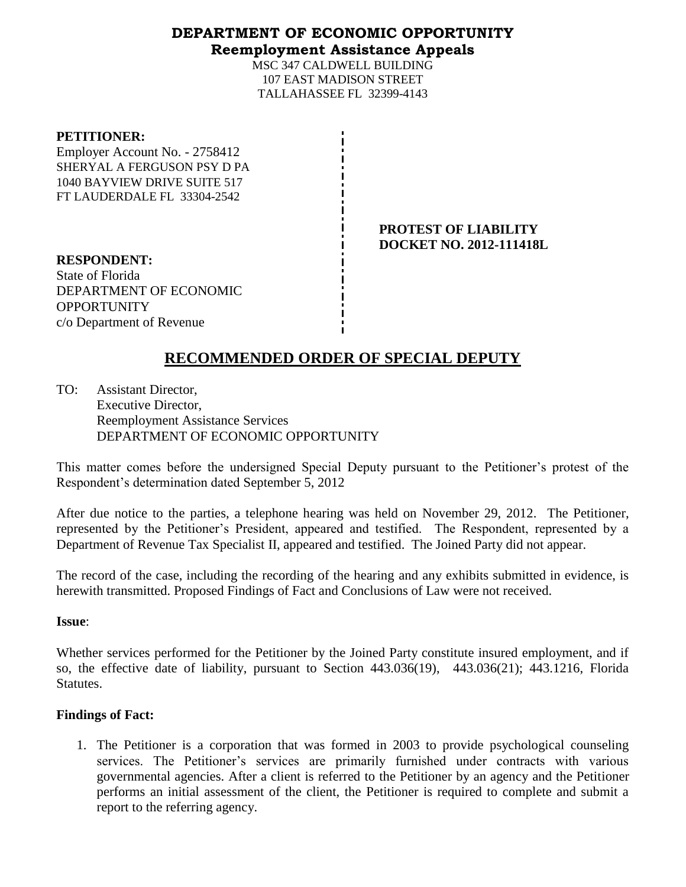**DEPARTMENT OF ECONOMIC OPPORTUNITY**
**Reemployment Assistance Appeals**

MSC 347 CALDWELL BUILDING
107 EAST MADISON STREET
TALLAHASSEE FL 32399-4143

**PETITIONER:**
Employer Account No. - 2758412
SHERYAL A FERGUSON PSY D PA
1040 BAYVIEW DRIVE SUITE 517
FT LAUDERDALE FL 33304-2542

**PROTEST OF LIABILITY**
**DOCKET NO. 2012-111418L**

**RESPONDENT:**
State of Florida
DEPARTMENT OF ECONOMIC OPPORTUNITY
c/o Department of Revenue

## RECOMMENDED ORDER OF SPECIAL DEPUTY

TO: Assistant Director,
Executive Director,
Reemployment Assistance Services
DEPARTMENT OF ECONOMIC OPPORTUNITY

This matter comes before the undersigned Special Deputy pursuant to the Petitioner's protest of the Respondent's determination dated September 5, 2012

After due notice to the parties, a telephone hearing was held on November 29, 2012. The Petitioner, represented by the Petitioner's President, appeared and testified. The Respondent, represented by a Department of Revenue Tax Specialist II, appeared and testified. The Joined Party did not appear.

The record of the case, including the recording of the hearing and any exhibits submitted in evidence, is herewith transmitted. Proposed Findings of Fact and Conclusions of Law were not received.

**Issue**:

Whether services performed for the Petitioner by the Joined Party constitute insured employment, and if so, the effective date of liability, pursuant to Section 443.036(19), 443.036(21); 443.1216, Florida Statutes.

**Findings of Fact:**

1. The Petitioner is a corporation that was formed in 2003 to provide psychological counseling services. The Petitioner's services are primarily furnished under contracts with various governmental agencies. After a client is referred to the Petitioner by an agency and the Petitioner performs an initial assessment of the client, the Petitioner is required to complete and submit a report to the referring agency.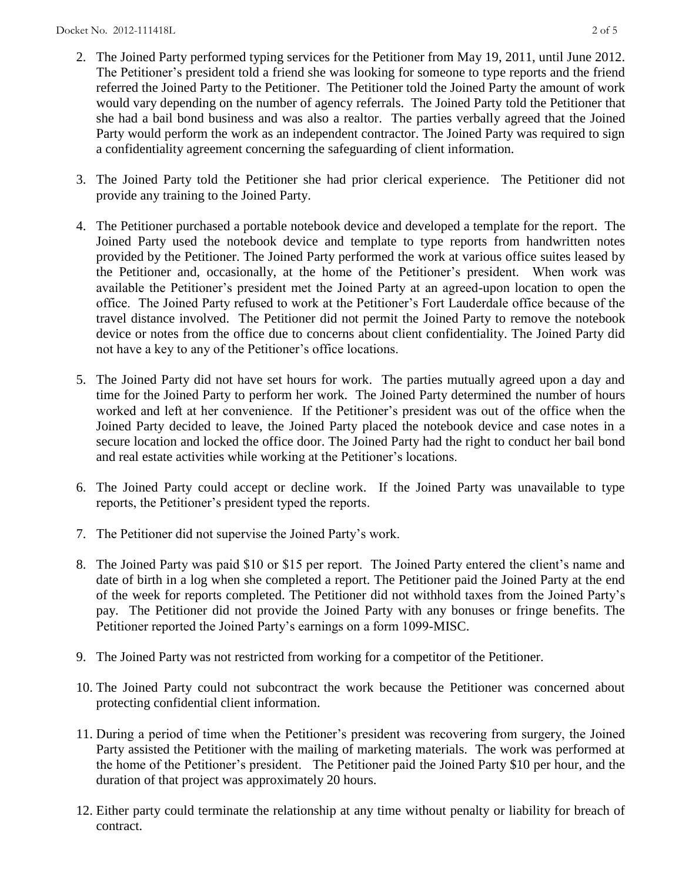2. The Joined Party performed typing services for the Petitioner from May 19, 2011, until June 2012. The Petitioner's president told a friend she was looking for someone to type reports and the friend referred the Joined Party to the Petitioner. The Petitioner told the Joined Party the amount of work would vary depending on the number of agency referrals. The Joined Party told the Petitioner that she had a bail bond business and was also a realtor. The parties verbally agreed that the Joined Party would perform the work as an independent contractor. The Joined Party was required to sign a confidentiality agreement concerning the safeguarding of client information.

3. The Joined Party told the Petitioner she had prior clerical experience. The Petitioner did not provide any training to the Joined Party.

4. The Petitioner purchased a portable notebook device and developed a template for the report. The Joined Party used the notebook device and template to type reports from handwritten notes provided by the Petitioner. The Joined Party performed the work at various office suites leased by the Petitioner and, occasionally, at the home of the Petitioner's president. When work was available the Petitioner's president met the Joined Party at an agreed-upon location to open the office. The Joined Party refused to work at the Petitioner's Fort Lauderdale office because of the travel distance involved. The Petitioner did not permit the Joined Party to remove the notebook device or notes from the office due to concerns about client confidentiality. The Joined Party did not have a key to any of the Petitioner's office locations.

5. The Joined Party did not have set hours for work. The parties mutually agreed upon a day and time for the Joined Party to perform her work. The Joined Party determined the number of hours worked and left at her convenience. If the Petitioner's president was out of the office when the Joined Party decided to leave, the Joined Party placed the notebook device and case notes in a secure location and locked the office door. The Joined Party had the right to conduct her bail bond and real estate activities while working at the Petitioner's locations.

6. The Joined Party could accept or decline work. If the Joined Party was unavailable to type reports, the Petitioner's president typed the reports.

7. The Petitioner did not supervise the Joined Party's work.

8. The Joined Party was paid \$10 or \$15 per report. The Joined Party entered the client's name and date of birth in a log when she completed a report. The Petitioner paid the Joined Party at the end of the week for reports completed. The Petitioner did not withhold taxes from the Joined Party's pay. The Petitioner did not provide the Joined Party with any bonuses or fringe benefits. The Petitioner reported the Joined Party's earnings on a form 1099-MISC.

9. The Joined Party was not restricted from working for a competitor of the Petitioner.

10. The Joined Party could not subcontract the work because the Petitioner was concerned about protecting confidential client information.

11. During a period of time when the Petitioner's president was recovering from surgery, the Joined Party assisted the Petitioner with the mailing of marketing materials. The work was performed at the home of the Petitioner's president. The Petitioner paid the Joined Party \$10 per hour, and the duration of that project was approximately 20 hours.

12. Either party could terminate the relationship at any time without penalty or liability for breach of contract.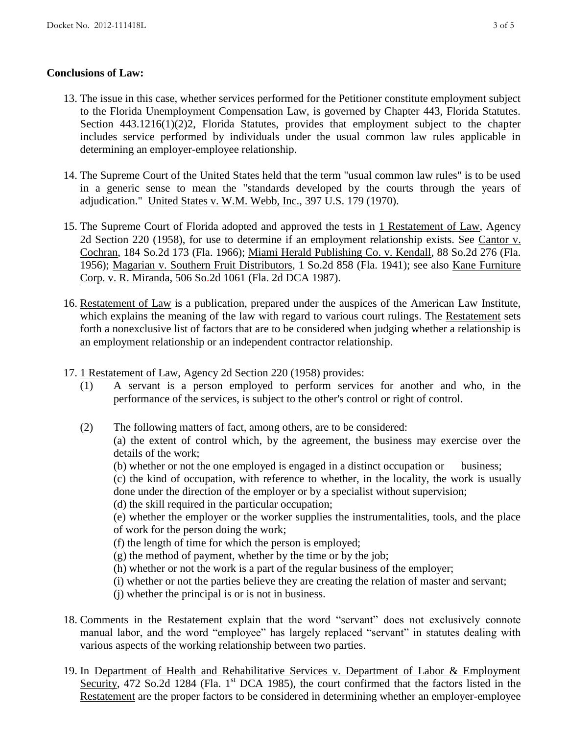**Conclusions of Law:**

13. The issue in this case, whether services performed for the Petitioner constitute employment subject to the Florida Unemployment Compensation Law, is governed by Chapter 443, Florida Statutes. Section 443.1216(1)(2)2, Florida Statutes, provides that employment subject to the chapter includes service performed by individuals under the usual common law rules applicable in determining an employer-employee relationship.

14. The Supreme Court of the United States held that the term "usual common law rules" is to be used in a generic sense to mean the "standards developed by the courts through the years of adjudication." United States v. W.M. Webb, Inc., 397 U.S. 179 (1970).

15. The Supreme Court of Florida adopted and approved the tests in 1 Restatement of Law, Agency 2d Section 220 (1958), for use to determine if an employment relationship exists. See Cantor v. Cochran, 184 So.2d 173 (Fla. 1966); Miami Herald Publishing Co. v. Kendall, 88 So.2d 276 (Fla. 1956); Magarian v. Southern Fruit Distributors, 1 So.2d 858 (Fla. 1941); see also Kane Furniture Corp. v. R. Miranda, 506 So.2d 1061 (Fla. 2d DCA 1987).

16. Restatement of Law is a publication, prepared under the auspices of the American Law Institute, which explains the meaning of the law with regard to various court rulings. The Restatement sets forth a nonexclusive list of factors that are to be considered when judging whether a relationship is an employment relationship or an independent contractor relationship.

17. 1 Restatement of Law, Agency 2d Section 220 (1958) provides:
    (1) A servant is a person employed to perform services for another and who, in the performance of the services, is subject to the other's control or right of control.

    (2) The following matters of fact, among others, are to be considered:
    (a) the extent of control which, by the agreement, the business may exercise over the details of the work;
    (b) whether or not the one employed is engaged in a distinct occupation or business;
    (c) the kind of occupation, with reference to whether, in the locality, the work is usually done under the direction of the employer or by a specialist without supervision;
    (d) the skill required in the particular occupation;
    (e) whether the employer or the worker supplies the instrumentalities, tools, and the place of work for the person doing the work;
    (f) the length of time for which the person is employed;
    (g) the method of payment, whether by the time or by the job;
    (h) whether or not the work is a part of the regular business of the employer;
    (i) whether or not the parties believe they are creating the relation of master and servant;
    (j) whether the principal is or is not in business.

18. Comments in the Restatement explain that the word "servant" does not exclusively connote manual labor, and the word "employee" has largely replaced "servant" in statutes dealing with various aspects of the working relationship between two parties.

19. In Department of Health and Rehabilitative Services v. Department of Labor & Employment Security, 472 So.2d 1284 (Fla. 1st DCA 1985), the court confirmed that the factors listed in the Restatement are the proper factors to be considered in determining whether an employer-employee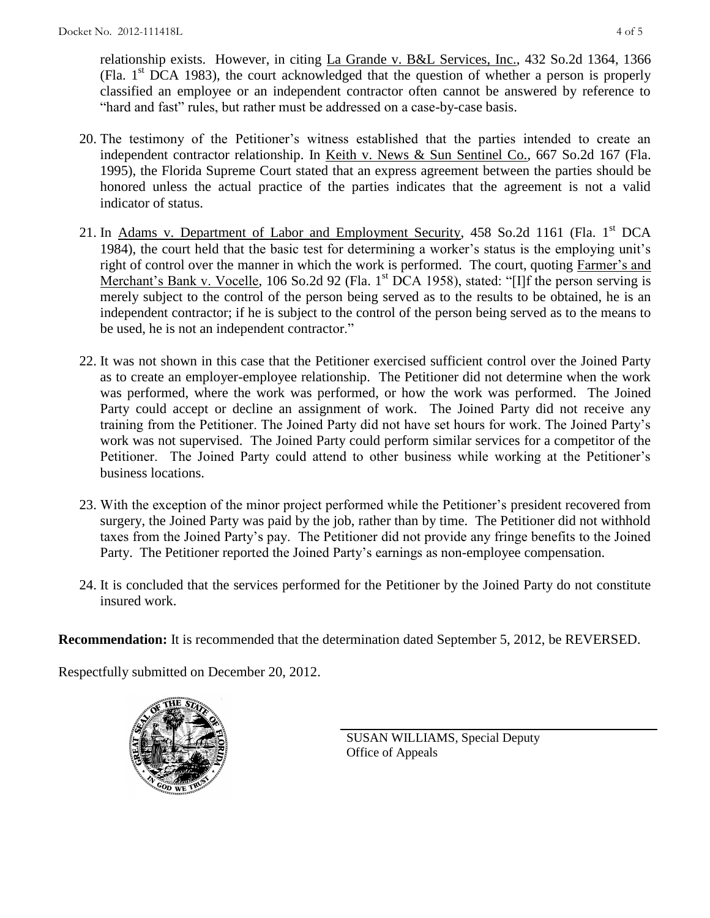relationship exists. However, in citing La Grande v. B&L Services, Inc., 432 So.2d 1364, 1366 (Fla. 1st DCA 1983), the court acknowledged that the question of whether a person is properly classified an employee or an independent contractor often cannot be answered by reference to "hard and fast" rules, but rather must be addressed on a case-by-case basis.

20. The testimony of the Petitioner's witness established that the parties intended to create an independent contractor relationship. In Keith v. News & Sun Sentinel Co., 667 So.2d 167 (Fla. 1995), the Florida Supreme Court stated that an express agreement between the parties should be honored unless the actual practice of the parties indicates that the agreement is not a valid indicator of status.

21. In Adams v. Department of Labor and Employment Security, 458 So.2d 1161 (Fla. 1st DCA 1984), the court held that the basic test for determining a worker's status is the employing unit's right of control over the manner in which the work is performed. The court, quoting Farmer's and Merchant's Bank v. Vocelle, 106 So.2d 92 (Fla. 1st DCA 1958), stated: "[I]f the person serving is merely subject to the control of the person being served as to the results to be obtained, he is an independent contractor; if he is subject to the control of the person being served as to the means to be used, he is not an independent contractor."

22. It was not shown in this case that the Petitioner exercised sufficient control over the Joined Party as to create an employer-employee relationship. The Petitioner did not determine when the work was performed, where the work was performed, or how the work was performed. The Joined Party could accept or decline an assignment of work. The Joined Party did not receive any training from the Petitioner. The Joined Party did not have set hours for work. The Joined Party's work was not supervised. The Joined Party could perform similar services for a competitor of the Petitioner. The Joined Party could attend to other business while working at the Petitioner's business locations.

23. With the exception of the minor project performed while the Petitioner's president recovered from surgery, the Joined Party was paid by the job, rather than by time. The Petitioner did not withhold taxes from the Joined Party's pay. The Petitioner did not provide any fringe benefits to the Joined Party. The Petitioner reported the Joined Party's earnings as non-employee compensation.

24. It is concluded that the services performed for the Petitioner by the Joined Party do not constitute insured work.

**Recommendation:** It is recommended that the determination dated September 5, 2012, be REVERSED.

Respectfully submitted on December 20, 2012.

SUSAN WILLIAMS, Special Deputy
Office of Appeals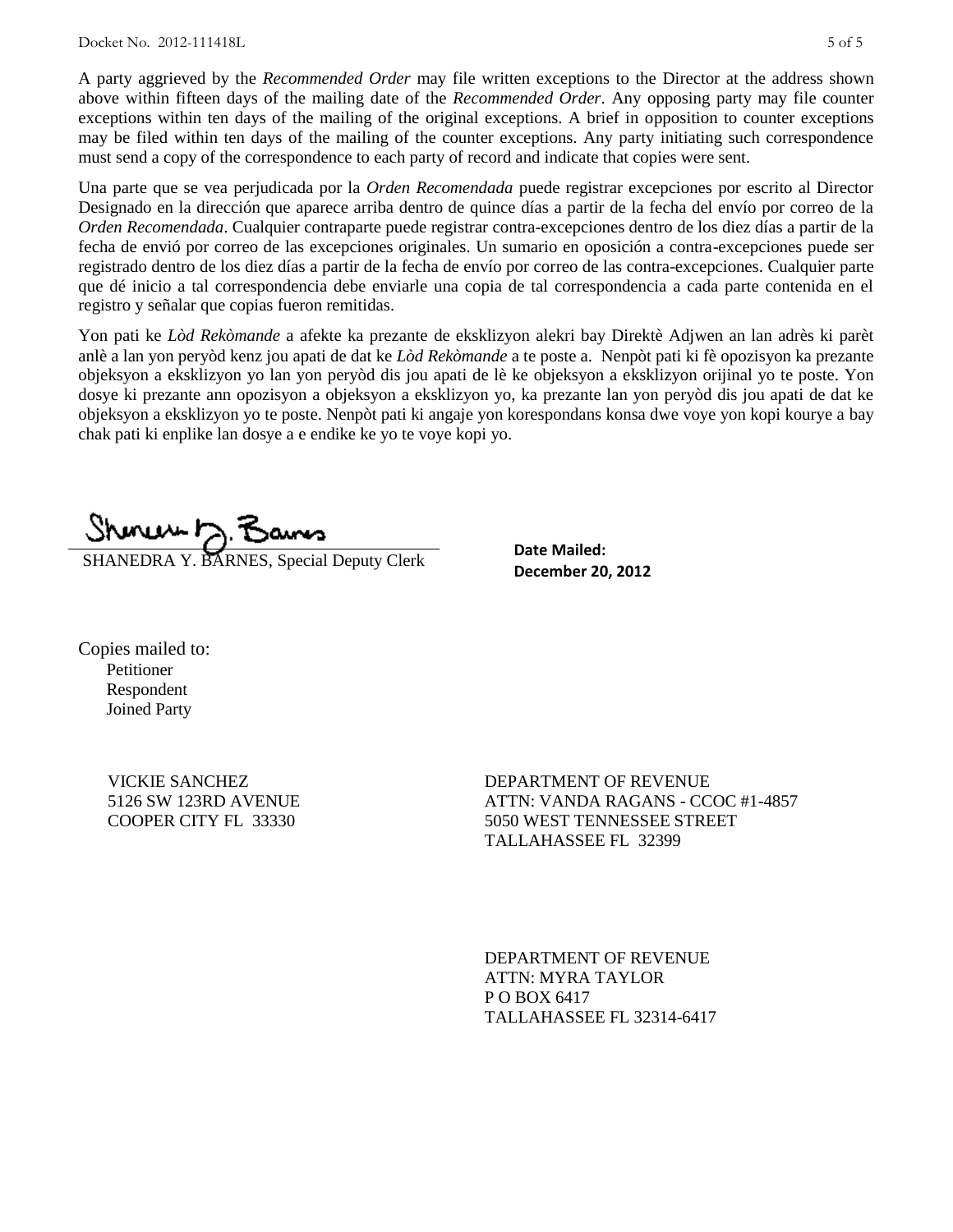A party aggrieved by the *Recommended Order* may file written exceptions to the Director at the address shown above within fifteen days of the mailing date of the *Recommended Order*. Any opposing party may file counter exceptions within ten days of the mailing of the original exceptions. A brief in opposition to counter exceptions may be filed within ten days of the mailing of the counter exceptions. Any party initiating such correspondence must send a copy of the correspondence to each party of record and indicate that copies were sent.

Una parte que se vea perjudicada por la *Orden Recomendada* puede registrar excepciones por escrito al Director Designado en la dirección que aparece arriba dentro de quince días a partir de la fecha del envío por correo de la *Orden Recomendada*. Cualquier contraparte puede registrar contra-excepciones dentro de los diez días a partir de la fecha de envió por correo de las excepciones originales. Un sumario en oposición a contra-excepciones puede ser registrado dentro de los diez días a partir de la fecha de envío por correo de las contra-excepciones. Cualquier parte que dé inicio a tal correspondencia debe enviarle una copia de tal correspondencia a cada parte contenida en el registro y señalar que copias fueron remitidas.

Yon pati ke *Lòd Rekòmande* a afekte ka prezante de eksklizyon alekri bay Direktè Adjwen an lan adrès ki parèt anlè a lan yon peryòd kenz jou apati de dat ke *Lòd Rekòmande* a te poste a. Nenpòt pati ki fè opozisyon ka prezante objeksyon a eksklizyon yo lan yon peryòd dis jou apati de lè ke objeksyon a eksklizyon orijinal yo te poste. Yon dosye ki prezante ann opozisyon a objeksyon a eksklizyon yo, ka prezante lan yon peryòd dis jou apati de dat ke objeksyon a eksklizyon yo te poste. Nenpòt pati ki angaje yon korespondans konsa dwe voye yon kopi kourye a bay chak pati ki enplike lan dosye a e endike ke yo te voye kopi yo.

SHANEDRA Y. BARNES, Special Deputy Clerk

**Date Mailed:**
**December 20, 2012**

Copies mailed to:
Petitioner
Respondent
Joined Party

VICKIE SANCHEZ
5126 SW 123RD AVENUE
COOPER CITY FL 33330

DEPARTMENT OF REVENUE
ATTN: VANDA RAGANS - CCOC #1-4857
5050 WEST TENNESSEE STREET
TALLAHASSEE FL 32399

DEPARTMENT OF REVENUE
ATTN: MYRA TAYLOR
P O BOX 6417
TALLAHASSEE FL 32314-6417